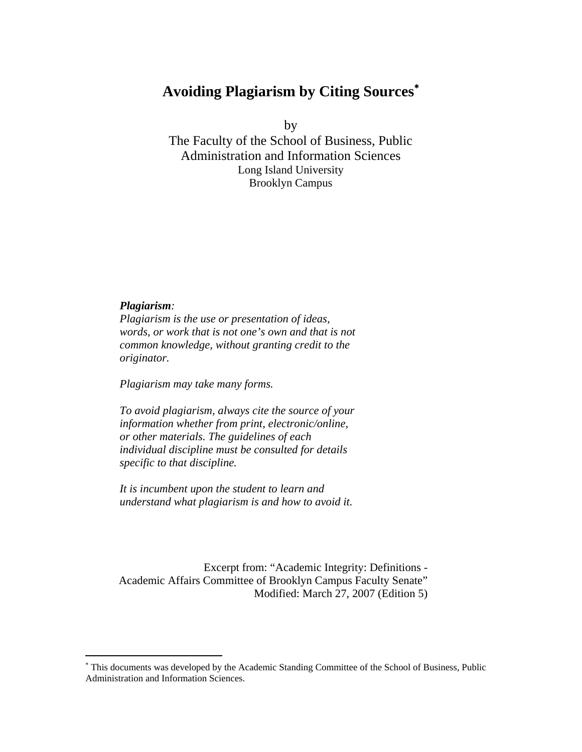# Avoiding Plagiarism by Citing Sources[*]

by

The Faculty of the School of Business, Public Administration and Information Sciences

Long Island University

Brooklyn Campus

***Plagiarism****:*

*Plagiarism is the use or presentation of ideas, words, or work that is not one's own and that is not common knowledge, without granting credit to the originator.*

*Plagiarism may take many forms.*

*To avoid plagiarism, always cite the source of your information whether from print, electronic/online, or other materials. The guidelines of each individual discipline must be consulted for details specific to that discipline.*

*It is incumbent upon the student to learn and understand what plagiarism is and how to avoid it.*

Excerpt from: "Academic Integrity: Definitions - Academic Affairs Committee of Brooklyn Campus Faculty Senate"
Modified: March 27, 2007 (Edition 5)

---

[*] This documents was developed by the Academic Standing Committee of the School of Business, Public Administration and Information Sciences.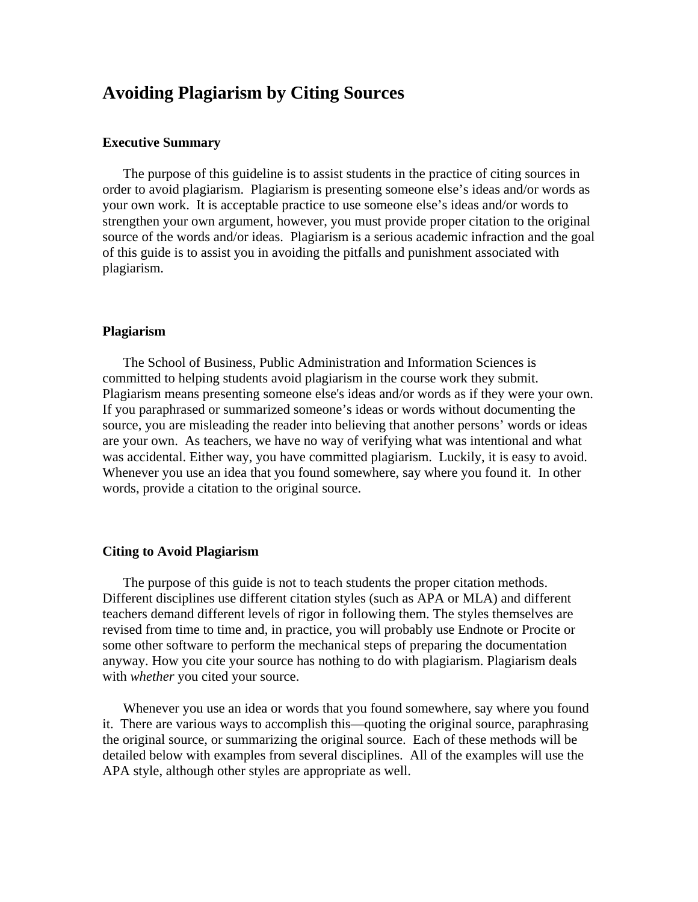# Avoiding Plagiarism by Citing Sources

## Executive Summary

The purpose of this guideline is to assist students in the practice of citing sources in order to avoid plagiarism. Plagiarism is presenting someone else's ideas and/or words as your own work. It is acceptable practice to use someone else's ideas and/or words to strengthen your own argument, however, you must provide proper citation to the original source of the words and/or ideas. Plagiarism is a serious academic infraction and the goal of this guide is to assist you in avoiding the pitfalls and punishment associated with plagiarism.

## Plagiarism

The School of Business, Public Administration and Information Sciences is committed to helping students avoid plagiarism in the course work they submit. Plagiarism means presenting someone else's ideas and/or words as if they were your own. If you paraphrased or summarized someone's ideas or words without documenting the source, you are misleading the reader into believing that another persons' words or ideas are your own. As teachers, we have no way of verifying what was intentional and what was accidental. Either way, you have committed plagiarism. Luckily, it is easy to avoid. Whenever you use an idea that you found somewhere, say where you found it. In other words, provide a citation to the original source.

## Citing to Avoid Plagiarism

The purpose of this guide is not to teach students the proper citation methods. Different disciplines use different citation styles (such as APA or MLA) and different teachers demand different levels of rigor in following them. The styles themselves are revised from time to time and, in practice, you will probably use Endnote or Procite or some other software to perform the mechanical steps of preparing the documentation anyway. How you cite your source has nothing to do with plagiarism. Plagiarism deals with *whether* you cited your source.

Whenever you use an idea or words that you found somewhere, say where you found it. There are various ways to accomplish this—quoting the original source, paraphrasing the original source, or summarizing the original source. Each of these methods will be detailed below with examples from several disciplines. All of the examples will use the APA style, although other styles are appropriate as well.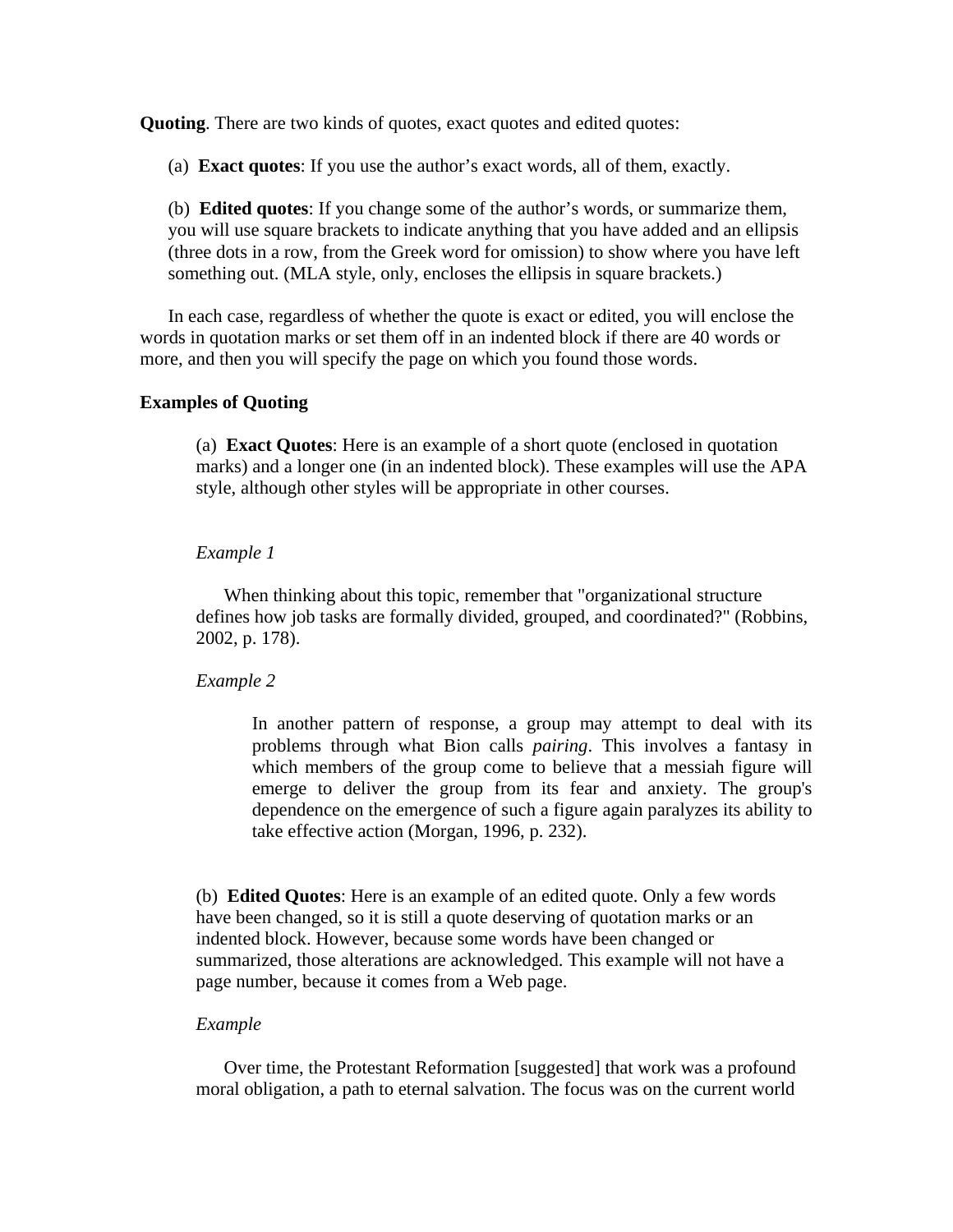**Quoting**. There are two kinds of quotes, exact quotes and edited quotes:

(a) **Exact quotes**: If you use the author's exact words, all of them, exactly.

(b) **Edited quotes**: If you change some of the author's words, or summarize them, you will use square brackets to indicate anything that you have added and an ellipsis (three dots in a row, from the Greek word for omission) to show where you have left something out. (MLA style, only, encloses the ellipsis in square brackets.)

In each case, regardless of whether the quote is exact or edited, you will enclose the words in quotation marks or set them off in an indented block if there are 40 words or more, and then you will specify the page on which you found those words.

**Examples of Quoting**

(a) **Exact Quotes**: Here is an example of a short quote (enclosed in quotation marks) and a longer one (in an indented block). These examples will use the APA style, although other styles will be appropriate in other courses.

*Example 1*

When thinking about this topic, remember that "organizational structure defines how job tasks are formally divided, grouped, and coordinated?" (Robbins, 2002, p. 178).

*Example 2*

> In another pattern of response, a group may attempt to deal with its problems through what Bion calls *pairing*. This involves a fantasy in which members of the group come to believe that a messiah figure will emerge to deliver the group from its fear and anxiety. The group's dependence on the emergence of such a figure again paralyzes its ability to take effective action (Morgan, 1996, p. 232).

(b) **Edited Quotes**: Here is an example of an edited quote. Only a few words have been changed, so it is still a quote deserving of quotation marks or an indented block. However, because some words have been changed or summarized, those alterations are acknowledged. This example will not have a page number, because it comes from a Web page.

*Example*

Over time, the Protestant Reformation [suggested] that work was a profound moral obligation, a path to eternal salvation. The focus was on the current world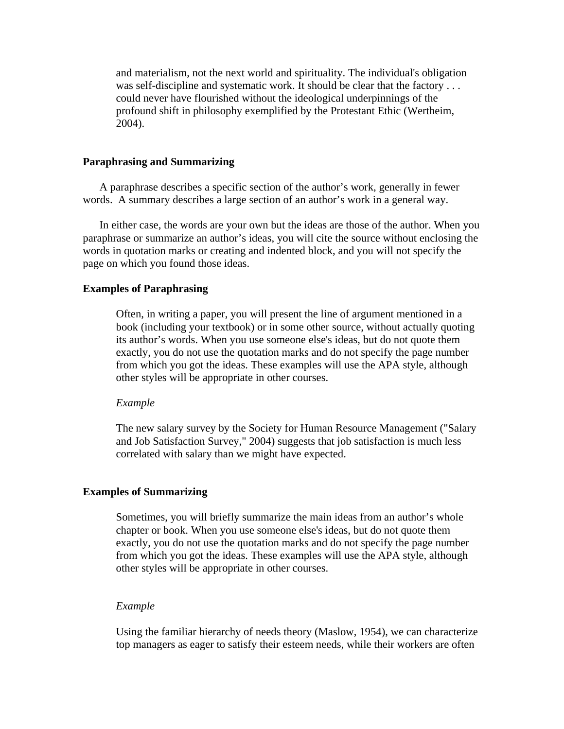> and materialism, not the next world and spirituality. The individual's obligation was self-discipline and systematic work. It should be clear that the factory . . . could never have flourished without the ideological underpinnings of the profound shift in philosophy exemplified by the Protestant Ethic (Wertheim, 2004).

### Paraphrasing and Summarizing

A paraphrase describes a specific section of the author's work, generally in fewer words. A summary describes a large section of an author's work in a general way.

In either case, the words are your own but the ideas are those of the author. When you paraphrase or summarize an author's ideas, you will cite the source without enclosing the words in quotation marks or creating and indented block, and you will not specify the page on which you found those ideas.

### Examples of Paraphrasing

> Often, in writing a paper, you will present the line of argument mentioned in a book (including your textbook) or in some other source, without actually quoting its author's words. When you use someone else's ideas, but do not quote them exactly, you do not use the quotation marks and do not specify the page number from which you got the ideas. These examples will use the APA style, although other styles will be appropriate in other courses.
>
> *Example*
>
> The new salary survey by the Society for Human Resource Management ("Salary and Job Satisfaction Survey," 2004) suggests that job satisfaction is much less correlated with salary than we might have expected.

### Examples of Summarizing

> Sometimes, you will briefly summarize the main ideas from an author's whole chapter or book. When you use someone else's ideas, but do not quote them exactly, you do not use the quotation marks and do not specify the page number from which you got the ideas. These examples will use the APA style, although other styles will be appropriate in other courses.
>
> *Example*
>
> Using the familiar hierarchy of needs theory (Maslow, 1954), we can characterize top managers as eager to satisfy their esteem needs, while their workers are often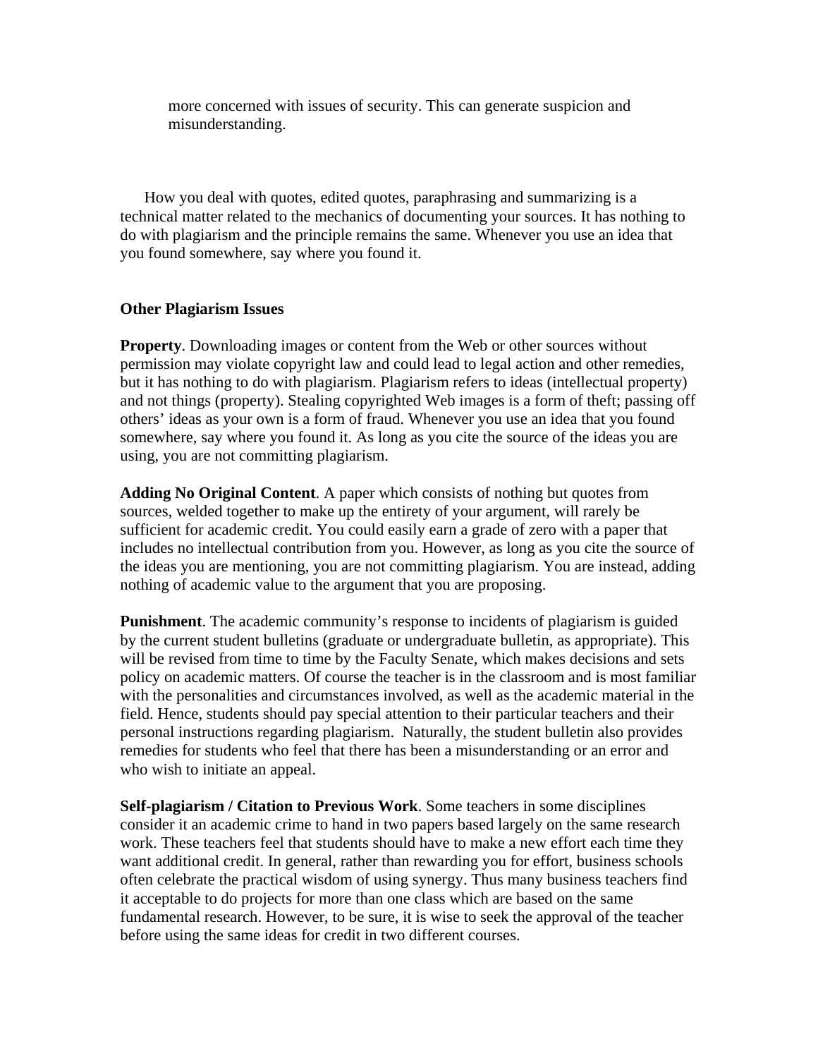more concerned with issues of security. This can generate suspicion and misunderstanding.

How you deal with quotes, edited quotes, paraphrasing and summarizing is a technical matter related to the mechanics of documenting your sources. It has nothing to do with plagiarism and the principle remains the same. Whenever you use an idea that you found somewhere, say where you found it.

**Other Plagiarism Issues**

**Property**. Downloading images or content from the Web or other sources without permission may violate copyright law and could lead to legal action and other remedies, but it has nothing to do with plagiarism. Plagiarism refers to ideas (intellectual property) and not things (property). Stealing copyrighted Web images is a form of theft; passing off others' ideas as your own is a form of fraud. Whenever you use an idea that you found somewhere, say where you found it. As long as you cite the source of the ideas you are using, you are not committing plagiarism.

**Adding No Original Content**. A paper which consists of nothing but quotes from sources, welded together to make up the entirety of your argument, will rarely be sufficient for academic credit. You could easily earn a grade of zero with a paper that includes no intellectual contribution from you. However, as long as you cite the source of the ideas you are mentioning, you are not committing plagiarism. You are instead, adding nothing of academic value to the argument that you are proposing.

**Punishment**. The academic community's response to incidents of plagiarism is guided by the current student bulletins (graduate or undergraduate bulletin, as appropriate). This will be revised from time to time by the Faculty Senate, which makes decisions and sets policy on academic matters. Of course the teacher is in the classroom and is most familiar with the personalities and circumstances involved, as well as the academic material in the field. Hence, students should pay special attention to their particular teachers and their personal instructions regarding plagiarism. Naturally, the student bulletin also provides remedies for students who feel that there has been a misunderstanding or an error and who wish to initiate an appeal.

**Self-plagiarism / Citation to Previous Work**. Some teachers in some disciplines consider it an academic crime to hand in two papers based largely on the same research work. These teachers feel that students should have to make a new effort each time they want additional credit. In general, rather than rewarding you for effort, business schools often celebrate the practical wisdom of using synergy. Thus many business teachers find it acceptable to do projects for more than one class which are based on the same fundamental research. However, to be sure, it is wise to seek the approval of the teacher before using the same ideas for credit in two different courses.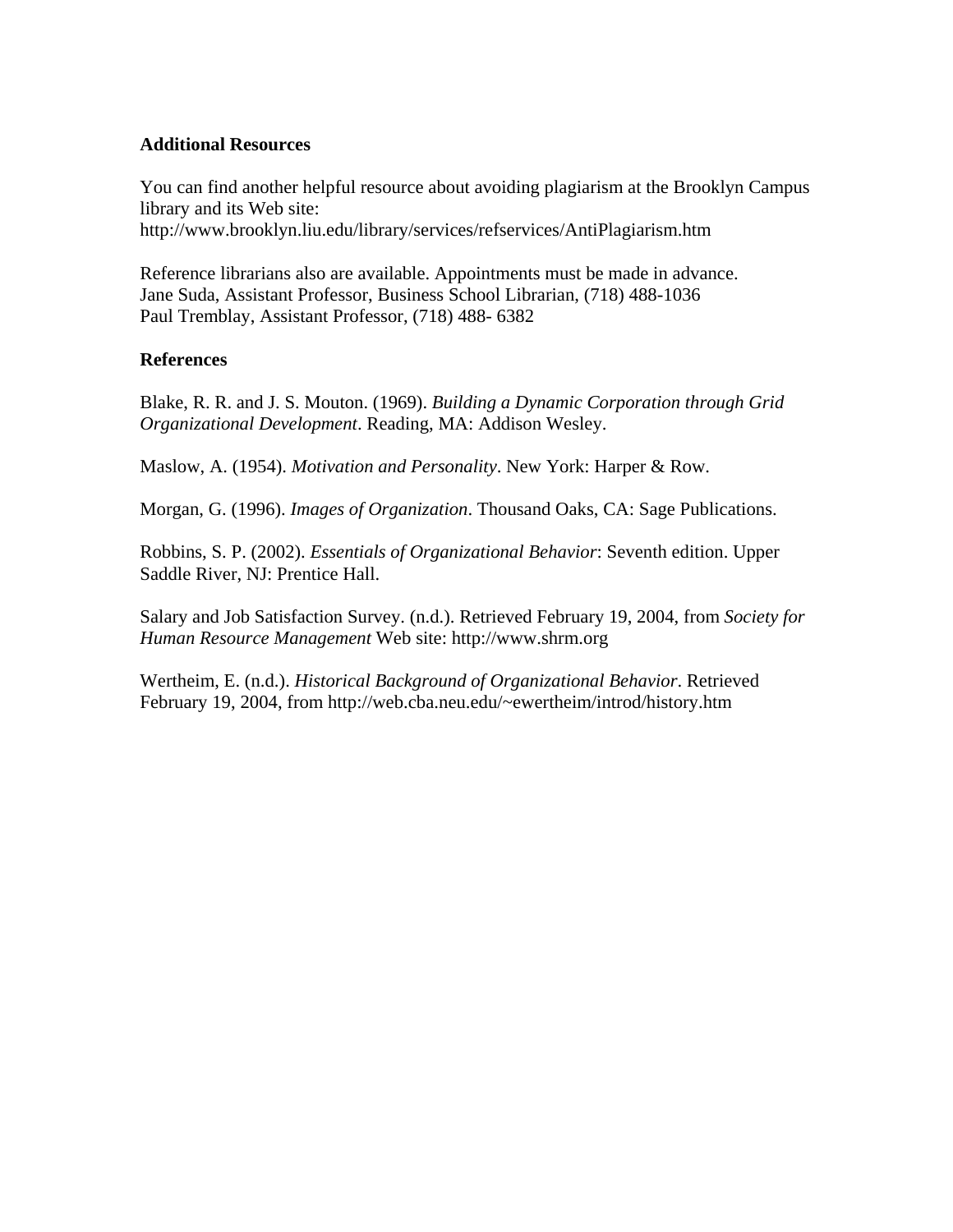**Additional Resources**

You can find another helpful resource about avoiding plagiarism at the Brooklyn Campus library and its Web site:
http://www.brooklyn.liu.edu/library/services/refservices/AntiPlagiarism.htm

Reference librarians also are available. Appointments must be made in advance.
Jane Suda, Assistant Professor, Business School Librarian, (718) 488-1036
Paul Tremblay, Assistant Professor, (718) 488- 6382

**References**

Blake, R. R. and J. S. Mouton. (1969). *Building a Dynamic Corporation through Grid Organizational Development*. Reading, MA: Addison Wesley.

Maslow, A. (1954). *Motivation and Personality*. New York: Harper & Row.

Morgan, G. (1996). *Images of Organization*. Thousand Oaks, CA: Sage Publications.

Robbins, S. P. (2002). *Essentials of Organizational Behavior*: Seventh edition. Upper Saddle River, NJ: Prentice Hall.

Salary and Job Satisfaction Survey. (n.d.). Retrieved February 19, 2004, from *Society for Human Resource Management* Web site: http://www.shrm.org

Wertheim, E. (n.d.). *Historical Background of Organizational Behavior*. Retrieved February 19, 2004, from http://web.cba.neu.edu/~ewertheim/introd/history.htm